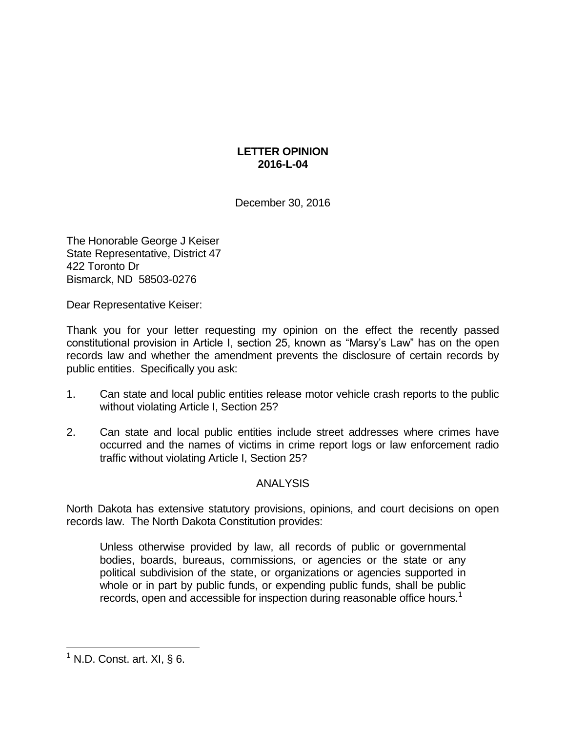**LETTER OPINION**
**2016-L-04**

December 30, 2016

The Honorable George J Keiser
State Representative, District 47
422 Toronto Dr
Bismarck, ND 58503-0276

Dear Representative Keiser:

Thank you for your letter requesting my opinion on the effect the recently passed constitutional provision in Article I, section 25, known as "Marsy's Law" has on the open records law and whether the amendment prevents the disclosure of certain records by public entities. Specifically you ask:

1. Can state and local public entities release motor vehicle crash reports to the public without violating Article I, Section 25?

2. Can state and local public entities include street addresses where crimes have occurred and the names of victims in crime report logs or law enforcement radio traffic without violating Article I, Section 25?

ANALYSIS

North Dakota has extensive statutory provisions, opinions, and court decisions on open records law. The North Dakota Constitution provides:

> Unless otherwise provided by law, all records of public or governmental bodies, boards, bureaus, commissions, or agencies or the state or any political subdivision of the state, or organizations or agencies supported in whole or in part by public funds, or expending public funds, shall be public records, open and accessible for inspection during reasonable office hours.[1]

[1] N.D. Const. art. XI, § 6.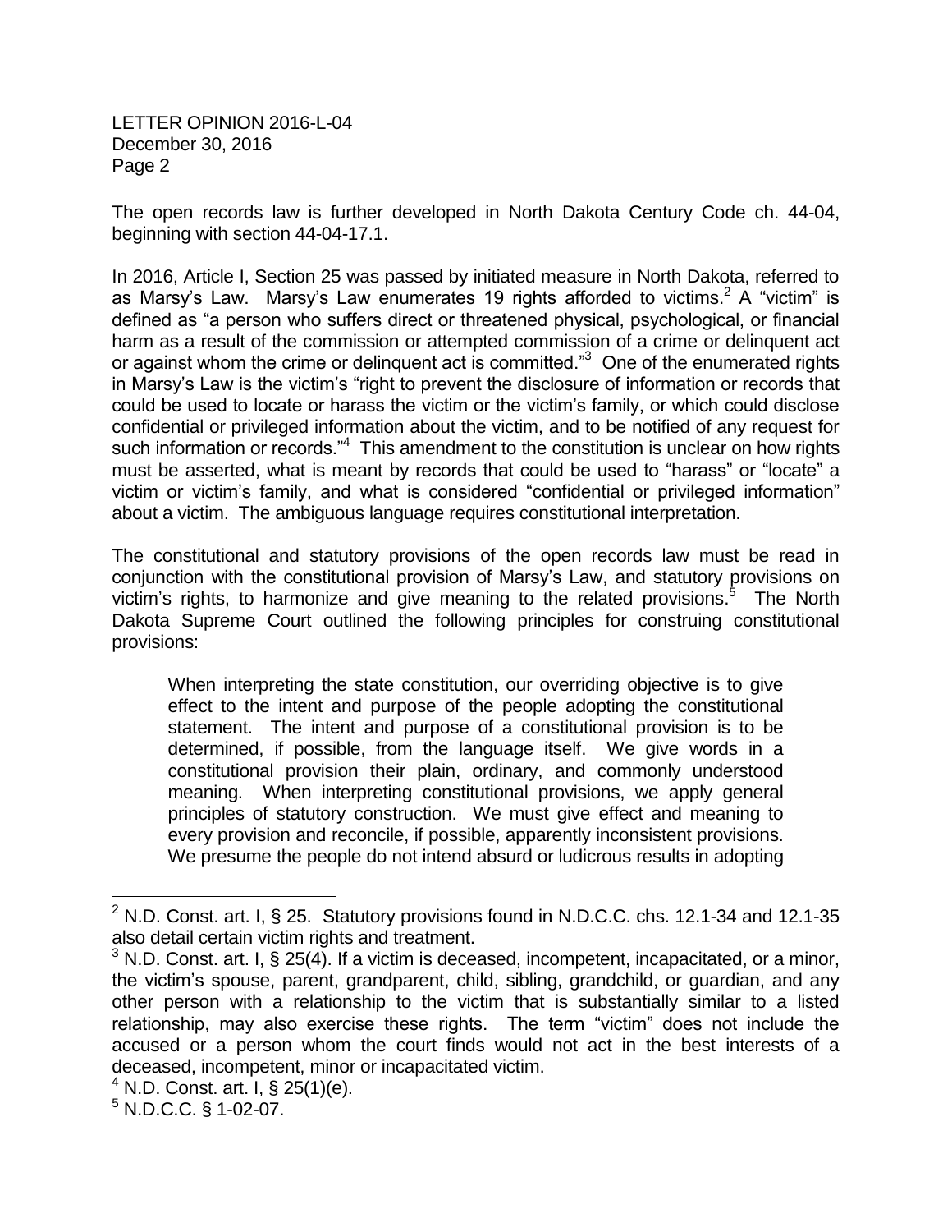The open records law is further developed in North Dakota Century Code ch. 44-04, beginning with section 44-04-17.1.

In 2016, Article I, Section 25 was passed by initiated measure in North Dakota, referred to as Marsy's Law. Marsy's Law enumerates 19 rights afforded to victims.[2] A "victim" is defined as "a person who suffers direct or threatened physical, psychological, or financial harm as a result of the commission or attempted commission of a crime or delinquent act or against whom the crime or delinquent act is committed."[3] One of the enumerated rights in Marsy's Law is the victim's "right to prevent the disclosure of information or records that could be used to locate or harass the victim or the victim's family, or which could disclose confidential or privileged information about the victim, and to be notified of any request for such information or records."[4] This amendment to the constitution is unclear on how rights must be asserted, what is meant by records that could be used to "harass" or "locate" a victim or victim's family, and what is considered "confidential or privileged information" about a victim. The ambiguous language requires constitutional interpretation.

The constitutional and statutory provisions of the open records law must be read in conjunction with the constitutional provision of Marsy's Law, and statutory provisions on victim's rights, to harmonize and give meaning to the related provisions.[5] The North Dakota Supreme Court outlined the following principles for construing constitutional provisions:

> When interpreting the state constitution, our overriding objective is to give effect to the intent and purpose of the people adopting the constitutional statement. The intent and purpose of a constitutional provision is to be determined, if possible, from the language itself. We give words in a constitutional provision their plain, ordinary, and commonly understood meaning. When interpreting constitutional provisions, we apply general principles of statutory construction. We must give effect and meaning to every provision and reconcile, if possible, apparently inconsistent provisions. We presume the people do not intend absurd or ludicrous results in adopting

---

[2] N.D. Const. art. I, § 25. Statutory provisions found in N.D.C.C. chs. 12.1-34 and 12.1-35 also detail certain victim rights and treatment.

[3] N.D. Const. art. I, § 25(4). If a victim is deceased, incompetent, incapacitated, or a minor, the victim's spouse, parent, grandparent, child, sibling, grandchild, or guardian, and any other person with a relationship to the victim that is substantially similar to a listed relationship, may also exercise these rights. The term "victim" does not include the accused or a person whom the court finds would not act in the best interests of a deceased, incompetent, minor or incapacitated victim.

[4] N.D. Const. art. I, § 25(1)(e).

[5] N.D.C.C. § 1-02-07.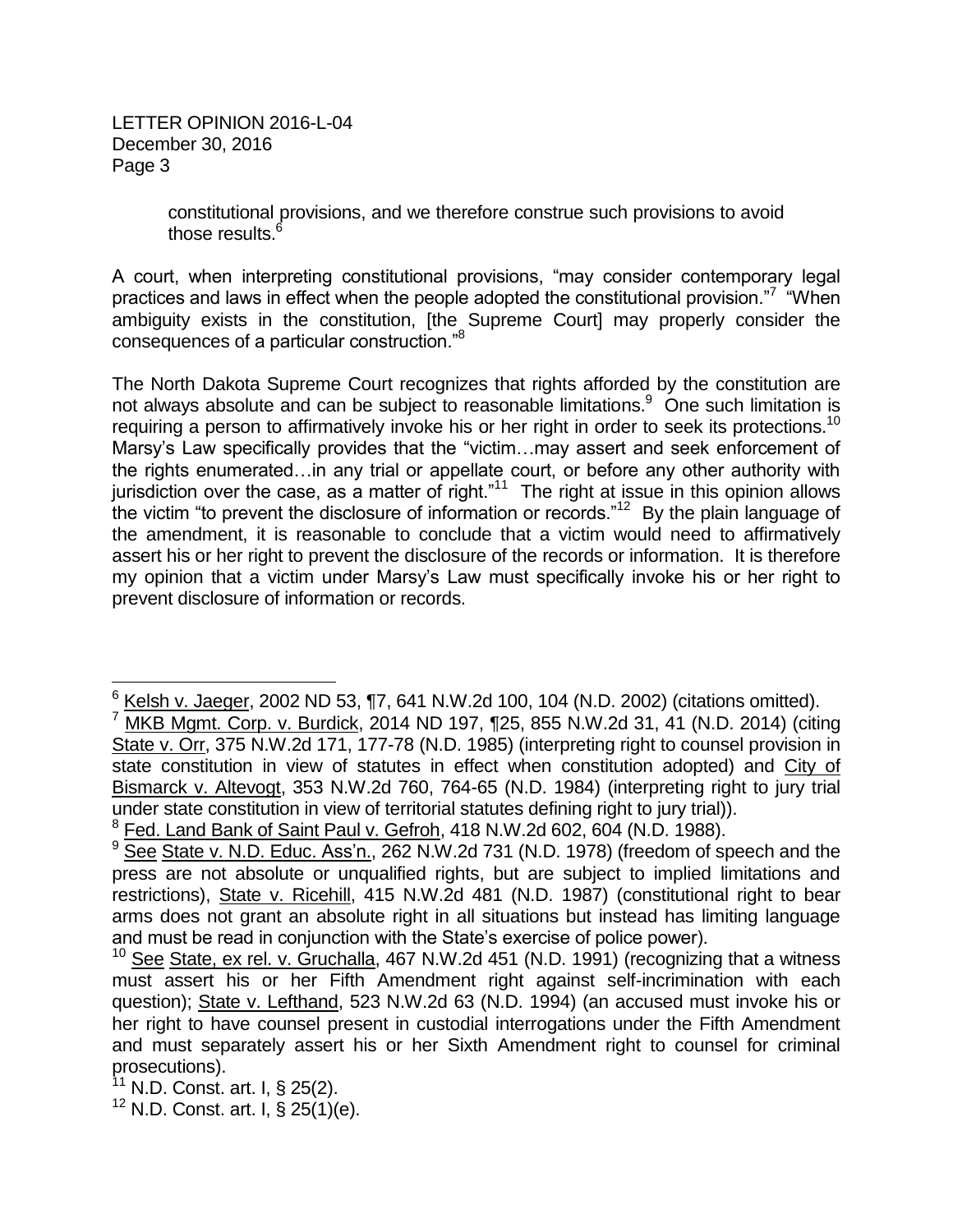> constitutional provisions, and we therefore construe such provisions to avoid those results.[6]

A court, when interpreting constitutional provisions, "may consider contemporary legal practices and laws in effect when the people adopted the constitutional provision."[7] "When ambiguity exists in the constitution, [the Supreme Court] may properly consider the consequences of a particular construction."[8]

The North Dakota Supreme Court recognizes that rights afforded by the constitution are not always absolute and can be subject to reasonable limitations.[9] One such limitation is requiring a person to affirmatively invoke his or her right in order to seek its protections.[10] Marsy's Law specifically provides that the "victim…may assert and seek enforcement of the rights enumerated…in any trial or appellate court, or before any other authority with jurisdiction over the case, as a matter of right."[11] The right at issue in this opinion allows the victim "to prevent the disclosure of information or records."[12] By the plain language of the amendment, it is reasonable to conclude that a victim would need to affirmatively assert his or her right to prevent the disclosure of the records or information. It is therefore my opinion that a victim under Marsy's Law must specifically invoke his or her right to prevent disclosure of information or records.

---

[6] Kelsh v. Jaeger, 2002 ND 53, ¶7, 641 N.W.2d 100, 104 (N.D. 2002) (citations omitted).

[7] MKB Mgmt. Corp. v. Burdick, 2014 ND 197, ¶25, 855 N.W.2d 31, 41 (N.D. 2014) (citing State v. Orr, 375 N.W.2d 171, 177-78 (N.D. 1985) (interpreting right to counsel provision in state constitution in view of statutes in effect when constitution adopted) and City of Bismarck v. Altevogt, 353 N.W.2d 760, 764-65 (N.D. 1984) (interpreting right to jury trial under state constitution in view of territorial statutes defining right to jury trial)).

[8] Fed. Land Bank of Saint Paul v. Gefroh, 418 N.W.2d 602, 604 (N.D. 1988).

[9] See State v. N.D. Educ. Ass'n., 262 N.W.2d 731 (N.D. 1978) (freedom of speech and the press are not absolute or unqualified rights, but are subject to implied limitations and restrictions), State v. Ricehill, 415 N.W.2d 481 (N.D. 1987) (constitutional right to bear arms does not grant an absolute right in all situations but instead has limiting language and must be read in conjunction with the State's exercise of police power).

[10] See State, ex rel. v. Gruchalla, 467 N.W.2d 451 (N.D. 1991) (recognizing that a witness must assert his or her Fifth Amendment right against self-incrimination with each question); State v. Lefthand, 523 N.W.2d 63 (N.D. 1994) (an accused must invoke his or her right to have counsel present in custodial interrogations under the Fifth Amendment and must separately assert his or her Sixth Amendment right to counsel for criminal prosecutions).

[11] N.D. Const. art. I, § 25(2).

[12] N.D. Const. art. I, § 25(1)(e).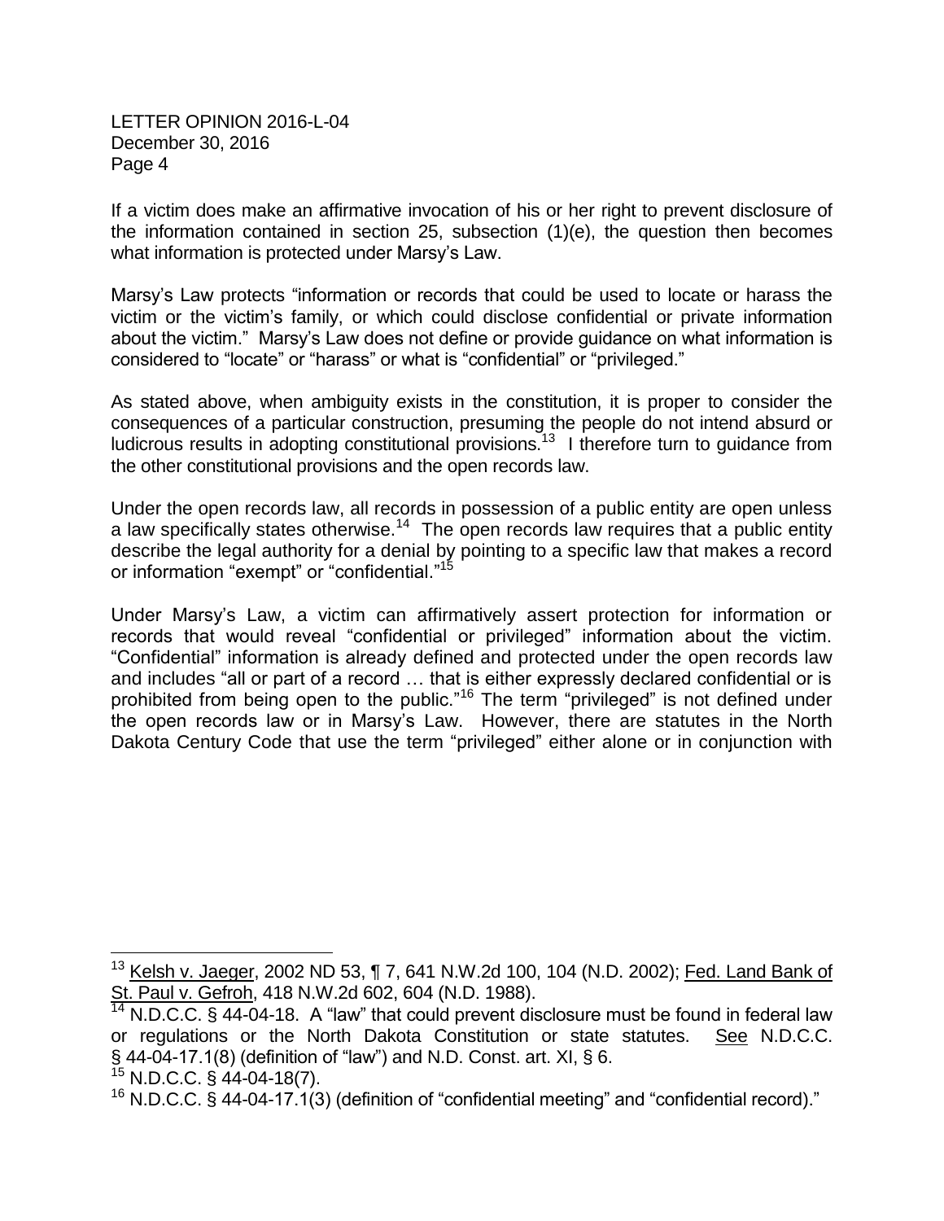If a victim does make an affirmative invocation of his or her right to prevent disclosure of the information contained in section 25, subsection (1)(e), the question then becomes what information is protected under Marsy's Law.

Marsy's Law protects "information or records that could be used to locate or harass the victim or the victim's family, or which could disclose confidential or private information about the victim." Marsy's Law does not define or provide guidance on what information is considered to "locate" or "harass" or what is "confidential" or "privileged."

As stated above, when ambiguity exists in the constitution, it is proper to consider the consequences of a particular construction, presuming the people do not intend absurd or ludicrous results in adopting constitutional provisions.[13] I therefore turn to guidance from the other constitutional provisions and the open records law.

Under the open records law, all records in possession of a public entity are open unless a law specifically states otherwise.[14] The open records law requires that a public entity describe the legal authority for a denial by pointing to a specific law that makes a record or information "exempt" or "confidential."[15]

Under Marsy's Law, a victim can affirmatively assert protection for information or records that would reveal "confidential or privileged" information about the victim. "Confidential" information is already defined and protected under the open records law and includes "all or part of a record … that is either expressly declared confidential or is prohibited from being open to the public."[16] The term "privileged" is not defined under the open records law or in Marsy's Law. However, there are statutes in the North Dakota Century Code that use the term "privileged" either alone or in conjunction with

---

[13] Kelsh v. Jaeger, 2002 ND 53, ¶ 7, 641 N.W.2d 100, 104 (N.D. 2002); Fed. Land Bank of St. Paul v. Gefroh, 418 N.W.2d 602, 604 (N.D. 1988).

[14] N.D.C.C. § 44-04-18. A "law" that could prevent disclosure must be found in federal law or regulations or the North Dakota Constitution or state statutes. See N.D.C.C. § 44-04-17.1(8) (definition of "law") and N.D. Const. art. XI, § 6.

[15] N.D.C.C. § 44-04-18(7).

[16] N.D.C.C. § 44-04-17.1(3) (definition of "confidential meeting" and "confidential record)."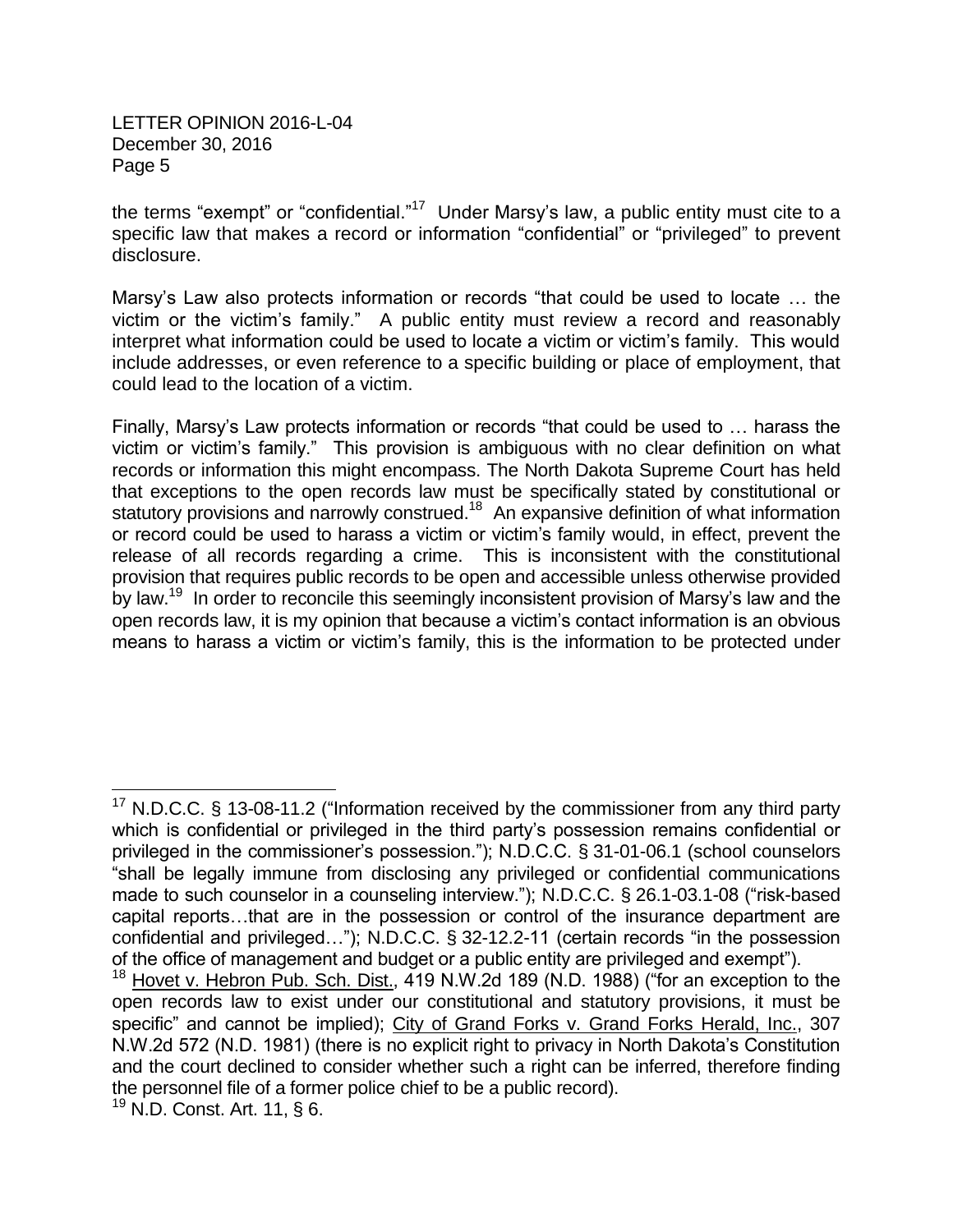the terms "exempt" or "confidential."[17] Under Marsy's law, a public entity must cite to a specific law that makes a record or information "confidential" or "privileged" to prevent disclosure.

Marsy's Law also protects information or records "that could be used to locate … the victim or the victim's family." A public entity must review a record and reasonably interpret what information could be used to locate a victim or victim's family. This would include addresses, or even reference to a specific building or place of employment, that could lead to the location of a victim.

Finally, Marsy's Law protects information or records "that could be used to … harass the victim or victim's family." This provision is ambiguous with no clear definition on what records or information this might encompass. The North Dakota Supreme Court has held that exceptions to the open records law must be specifically stated by constitutional or statutory provisions and narrowly construed.[18] An expansive definition of what information or record could be used to harass a victim or victim's family would, in effect, prevent the release of all records regarding a crime. This is inconsistent with the constitutional provision that requires public records to be open and accessible unless otherwise provided by law.[19] In order to reconcile this seemingly inconsistent provision of Marsy's law and the open records law, it is my opinion that because a victim's contact information is an obvious means to harass a victim or victim's family, this is the information to be protected under

---

[17] N.D.C.C. § 13-08-11.2 ("Information received by the commissioner from any third party which is confidential or privileged in the third party's possession remains confidential or privileged in the commissioner's possession."); N.D.C.C. § 31-01-06.1 (school counselors "shall be legally immune from disclosing any privileged or confidential communications made to such counselor in a counseling interview."); N.D.C.C. § 26.1-03.1-08 ("risk-based capital reports…that are in the possession or control of the insurance department are confidential and privileged…"); N.D.C.C. § 32-12.2-11 (certain records "in the possession of the office of management and budget or a public entity are privileged and exempt").

[18] Hovet v. Hebron Pub. Sch. Dist., 419 N.W.2d 189 (N.D. 1988) ("for an exception to the open records law to exist under our constitutional and statutory provisions, it must be specific" and cannot be implied); City of Grand Forks v. Grand Forks Herald, Inc., 307 N.W.2d 572 (N.D. 1981) (there is no explicit right to privacy in North Dakota's Constitution and the court declined to consider whether such a right can be inferred, therefore finding the personnel file of a former police chief to be a public record).

[19] N.D. Const. Art. 11, § 6.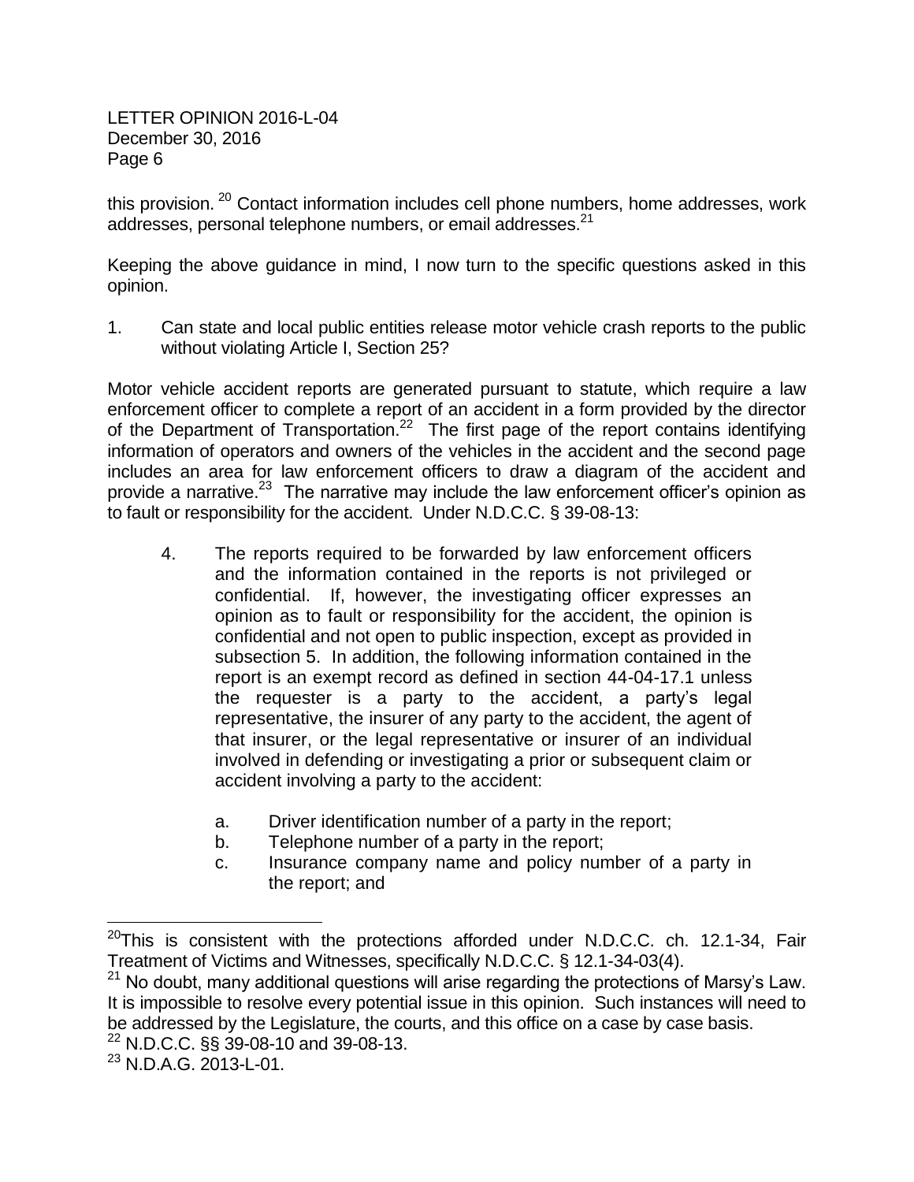this provision.[20] Contact information includes cell phone numbers, home addresses, work addresses, personal telephone numbers, or email addresses.[21]

Keeping the above guidance in mind, I now turn to the specific questions asked in this opinion.

1. Can state and local public entities release motor vehicle crash reports to the public without violating Article I, Section 25?

Motor vehicle accident reports are generated pursuant to statute, which require a law enforcement officer to complete a report of an accident in a form provided by the director of the Department of Transportation.[22] The first page of the report contains identifying information of operators and owners of the vehicles in the accident and the second page includes an area for law enforcement officers to draw a diagram of the accident and provide a narrative.[23] The narrative may include the law enforcement officer's opinion as to fault or responsibility for the accident. Under N.D.C.C. § 39-08-13:

> 4. The reports required to be forwarded by law enforcement officers and the information contained in the reports is not privileged or confidential. If, however, the investigating officer expresses an opinion as to fault or responsibility for the accident, the opinion is confidential and not open to public inspection, except as provided in subsection 5. In addition, the following information contained in the report is an exempt record as defined in section 44-04-17.1 unless the requester is a party to the accident, a party's legal representative, the insurer of any party to the accident, the agent of that insurer, or the legal representative or insurer of an individual involved in defending or investigating a prior or subsequent claim or accident involving a party to the accident:
>
> a. Driver identification number of a party in the report;
>
> b. Telephone number of a party in the report;
>
> c. Insurance company name and policy number of a party in the report; and

---

[20] This is consistent with the protections afforded under N.D.C.C. ch. 12.1-34, Fair Treatment of Victims and Witnesses, specifically N.D.C.C. § 12.1-34-03(4).

[21] No doubt, many additional questions will arise regarding the protections of Marsy's Law. It is impossible to resolve every potential issue in this opinion. Such instances will need to be addressed by the Legislature, the courts, and this office on a case by case basis.

[22] N.D.C.C. §§ 39-08-10 and 39-08-13.

[23] N.D.A.G. 2013-L-01.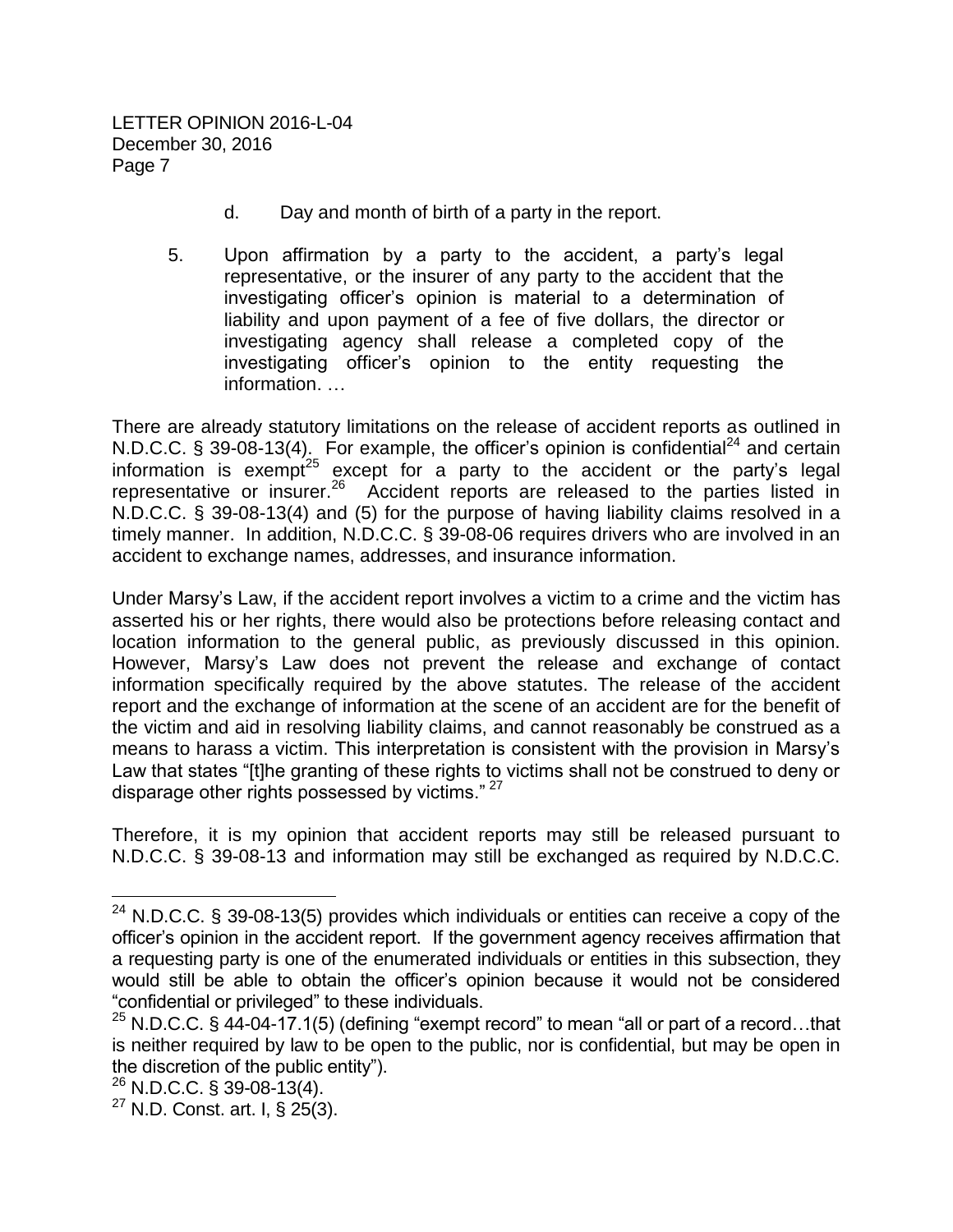d. Day and month of birth of a party in the report.

5. Upon affirmation by a party to the accident, a party's legal representative, or the insurer of any party to the accident that the investigating officer's opinion is material to a determination of liability and upon payment of a fee of five dollars, the director or investigating agency shall release a completed copy of the investigating officer's opinion to the entity requesting the information. …

There are already statutory limitations on the release of accident reports as outlined in N.D.C.C. § 39-08-13(4). For example, the officer's opinion is confidential[24] and certain information is exempt[25] except for a party to the accident or the party's legal representative or insurer.[26] Accident reports are released to the parties listed in N.D.C.C. § 39-08-13(4) and (5) for the purpose of having liability claims resolved in a timely manner. In addition, N.D.C.C. § 39-08-06 requires drivers who are involved in an accident to exchange names, addresses, and insurance information.

Under Marsy's Law, if the accident report involves a victim to a crime and the victim has asserted his or her rights, there would also be protections before releasing contact and location information to the general public, as previously discussed in this opinion. However, Marsy's Law does not prevent the release and exchange of contact information specifically required by the above statutes. The release of the accident report and the exchange of information at the scene of an accident are for the benefit of the victim and aid in resolving liability claims, and cannot reasonably be construed as a means to harass a victim. This interpretation is consistent with the provision in Marsy's Law that states "[t]he granting of these rights to victims shall not be construed to deny or disparage other rights possessed by victims." [27]

Therefore, it is my opinion that accident reports may still be released pursuant to N.D.C.C. § 39-08-13 and information may still be exchanged as required by N.D.C.C.

---

[24] N.D.C.C. § 39-08-13(5) provides which individuals or entities can receive a copy of the officer's opinion in the accident report. If the government agency receives affirmation that a requesting party is one of the enumerated individuals or entities in this subsection, they would still be able to obtain the officer's opinion because it would not be considered "confidential or privileged" to these individuals.

[25] N.D.C.C. § 44-04-17.1(5) (defining "exempt record" to mean "all or part of a record…that is neither required by law to be open to the public, nor is confidential, but may be open in the discretion of the public entity").

[26] N.D.C.C. § 39-08-13(4).

[27] N.D. Const. art. I, § 25(3).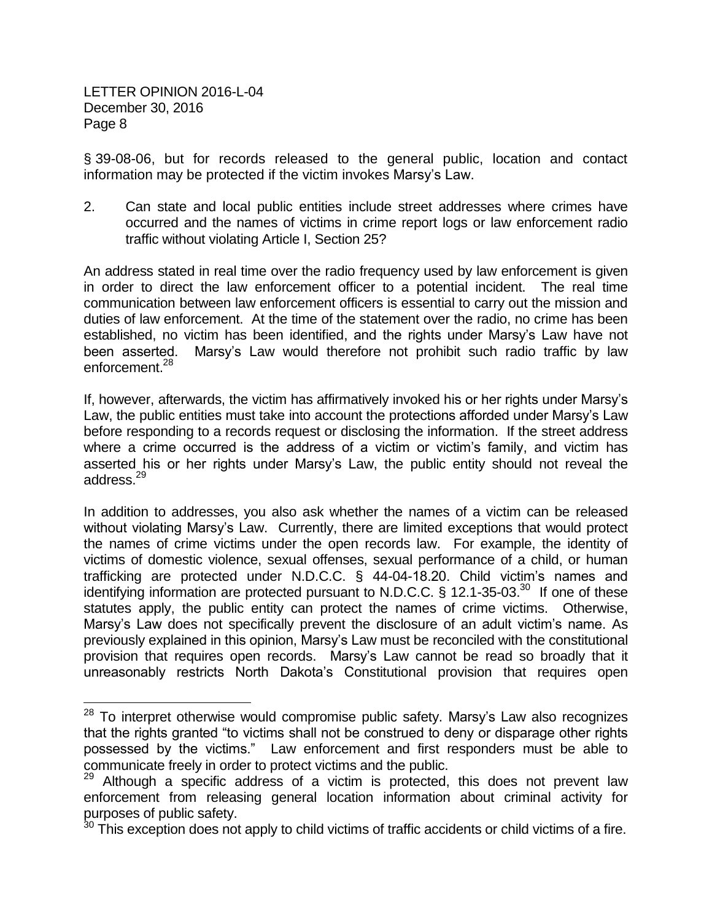§ 39-08-06, but for records released to the general public, location and contact information may be protected if the victim invokes Marsy's Law.

2. Can state and local public entities include street addresses where crimes have occurred and the names of victims in crime report logs or law enforcement radio traffic without violating Article I, Section 25?

An address stated in real time over the radio frequency used by law enforcement is given in order to direct the law enforcement officer to a potential incident. The real time communication between law enforcement officers is essential to carry out the mission and duties of law enforcement. At the time of the statement over the radio, no crime has been established, no victim has been identified, and the rights under Marsy's Law have not been asserted. Marsy's Law would therefore not prohibit such radio traffic by law enforcement.[28]

If, however, afterwards, the victim has affirmatively invoked his or her rights under Marsy's Law, the public entities must take into account the protections afforded under Marsy's Law before responding to a records request or disclosing the information. If the street address where a crime occurred is the address of a victim or victim's family, and victim has asserted his or her rights under Marsy's Law, the public entity should not reveal the address.[29]

In addition to addresses, you also ask whether the names of a victim can be released without violating Marsy's Law. Currently, there are limited exceptions that would protect the names of crime victims under the open records law. For example, the identity of victims of domestic violence, sexual offenses, sexual performance of a child, or human trafficking are protected under N.D.C.C. § 44-04-18.20. Child victim's names and identifying information are protected pursuant to N.D.C.C. § 12.1-35-03.[30] If one of these statutes apply, the public entity can protect the names of crime victims. Otherwise, Marsy's Law does not specifically prevent the disclosure of an adult victim's name. As previously explained in this opinion, Marsy's Law must be reconciled with the constitutional provision that requires open records. Marsy's Law cannot be read so broadly that it unreasonably restricts North Dakota's Constitutional provision that requires open

---

[28] To interpret otherwise would compromise public safety. Marsy's Law also recognizes that the rights granted "to victims shall not be construed to deny or disparage other rights possessed by the victims." Law enforcement and first responders must be able to communicate freely in order to protect victims and the public.

[29] Although a specific address of a victim is protected, this does not prevent law enforcement from releasing general location information about criminal activity for purposes of public safety.

[30] This exception does not apply to child victims of traffic accidents or child victims of a fire.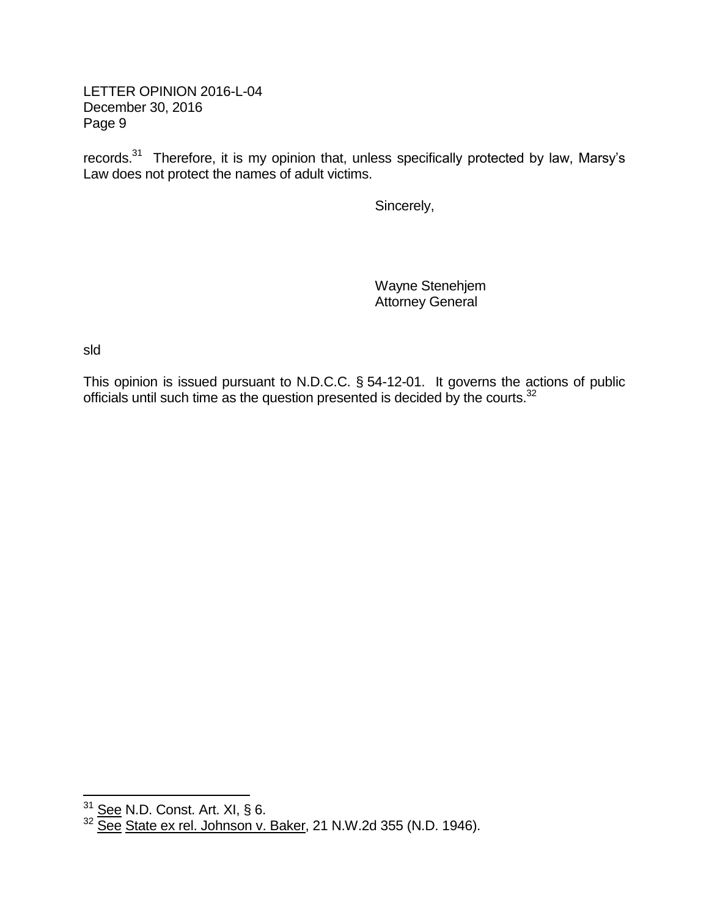records.[31] Therefore, it is my opinion that, unless specifically protected by law, Marsy's Law does not protect the names of adult victims.

Sincerely,

Wayne Stenehjem
Attorney General

sld

This opinion is issued pursuant to N.D.C.C. § 54-12-01. It governs the actions of public officials until such time as the question presented is decided by the courts.[32]

---

[31] See N.D. Const. Art. XI, § 6.

[32] See State ex rel. Johnson v. Baker, 21 N.W.2d 355 (N.D. 1946).